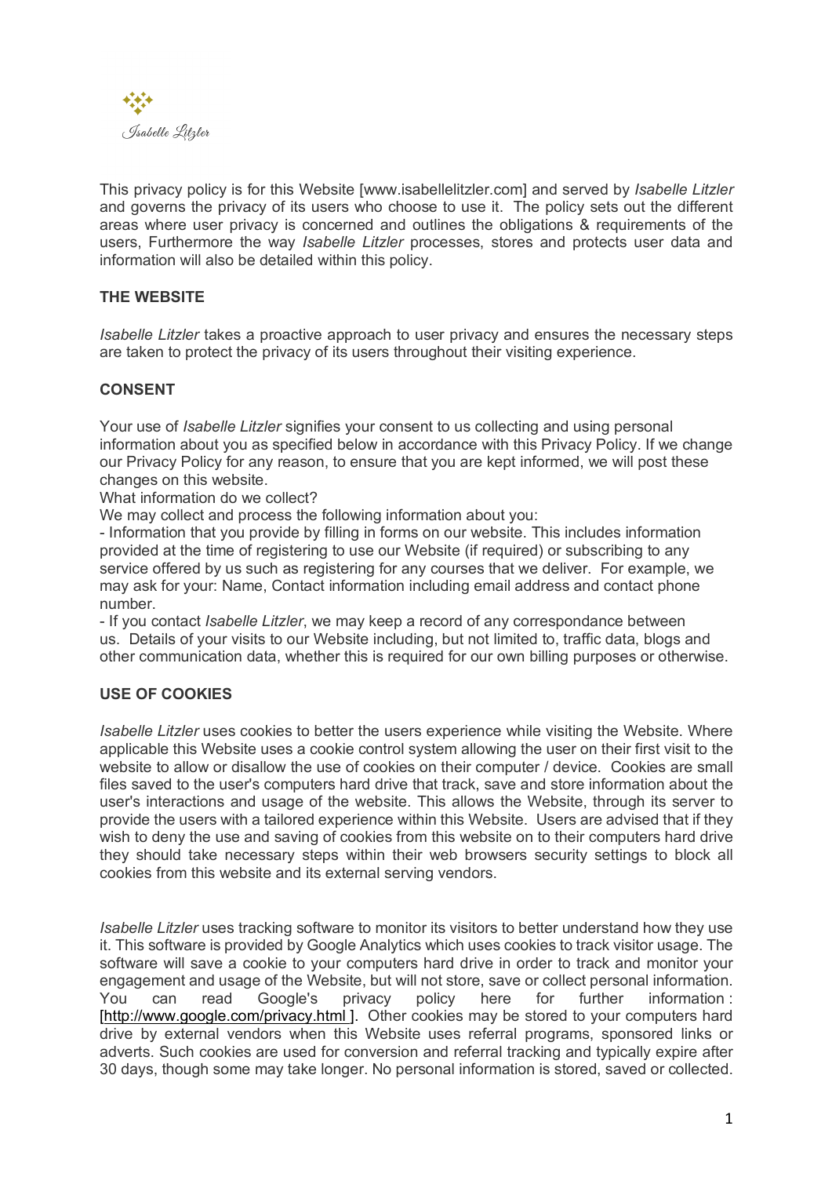*Isabelle Litzler*

This privacy policy is for this Website [www.isabellelitzler.com] and served by *Isabelle Litzler* and governs the privacy of its users who choose to use it. The policy sets out the different areas where user privacy is concerned and outlines the obligations & requirements of the users, Furthermore the way *Isabelle Litzler* processes, stores and protects user data and information will also be detailed within this policy.

## THE WEBSITE

*Isabelle Litzler* takes a proactive approach to user privacy and ensures the necessary steps are taken to protect the privacy of its users throughout their visiting experience.

## CONSENT

Your use of *Isabelle Litzler* signifies your consent to us collecting and using personal information about you as specified below in accordance with this Privacy Policy. If we change our Privacy Policy for any reason, to ensure that you are kept informed, we will post these changes on this website.

What information do we collect?

We may collect and process the following information about you:

- Information that you provide by filling in forms on our website. This includes information provided at the time of registering to use our Website (if required) or subscribing to any service offered by us such as registering for any courses that we deliver. For example, we may ask for your: Name, Contact information including email address and contact phone number.
- If you contact *Isabelle Litzler*, we may keep a record of any correspondance between us. Details of your visits to our Website including, but not limited to, traffic data, blogs and other communication data, whether this is required for our own billing purposes or otherwise.

## USE OF COOKIES

*Isabelle Litzler* uses cookies to better the users experience while visiting the Website. Where applicable this Website uses a cookie control system allowing the user on their first visit to the website to allow or disallow the use of cookies on their computer / device. Cookies are small files saved to the user's computers hard drive that track, save and store information about the user's interactions and usage of the website. This allows the Website, through its server to provide the users with a tailored experience within this Website. Users are advised that if they wish to deny the use and saving of cookies from this website on to their computers hard drive they should take necessary steps within their web browsers security settings to block all cookies from this website and its external serving vendors.

*Isabelle Litzler* uses tracking software to monitor its visitors to better understand how they use it. This software is provided by Google Analytics which uses cookies to track visitor usage. The software will save a cookie to your computers hard drive in order to track and monitor your engagement and usage of the Website, but will not store, save or collect personal information. You can read Google's privacy policy here for further information : [http://www.google.com/privacy.html ]. Other cookies may be stored to your computers hard drive by external vendors when this Website uses referral programs, sponsored links or adverts. Such cookies are used for conversion and referral tracking and typically expire after 30 days, though some may take longer. No personal information is stored, saved or collected.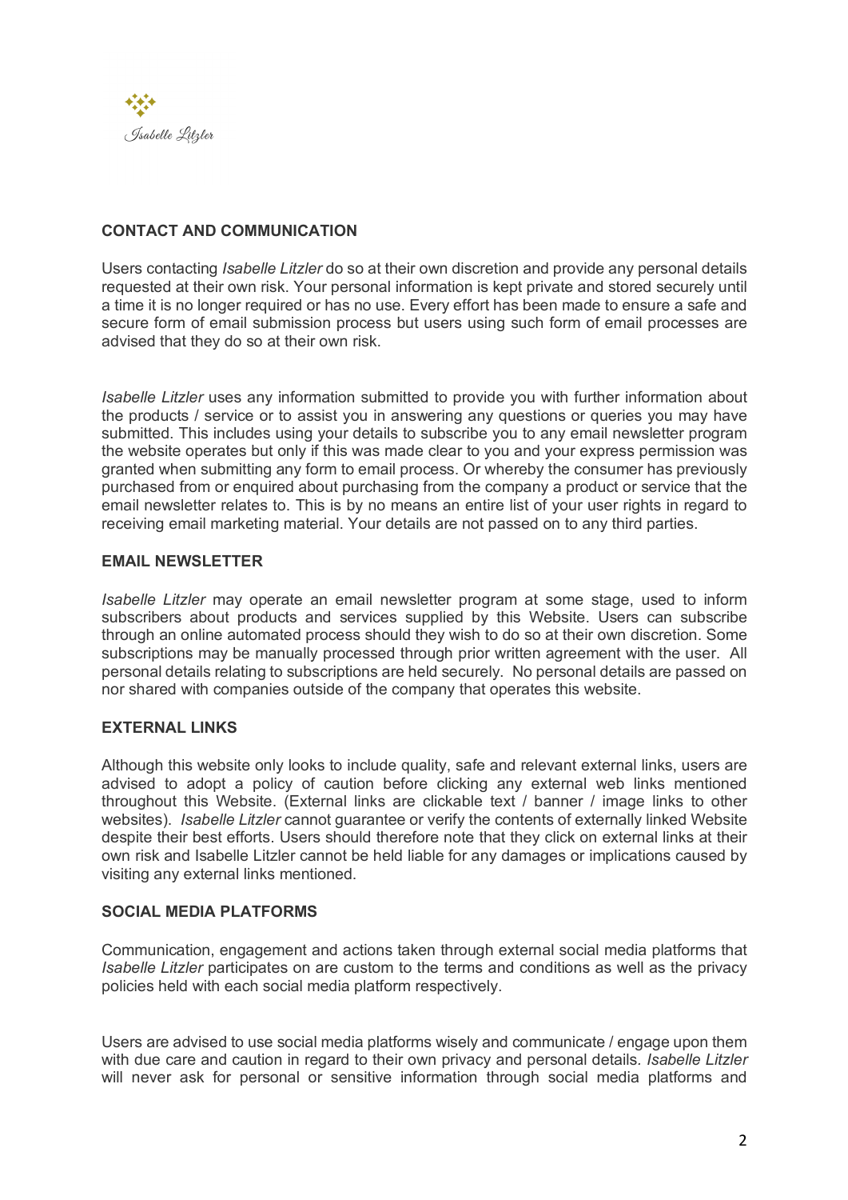## CONTACT AND COMMUNICATION

Users contacting *Isabelle Litzler* do so at their own discretion and provide any personal details requested at their own risk. Your personal information is kept private and stored securely until a time it is no longer required or has no use. Every effort has been made to ensure a safe and secure form of email submission process but users using such form of email processes are advised that they do so at their own risk.

*Isabelle Litzler* uses any information submitted to provide you with further information about the products / service or to assist you in answering any questions or queries you may have submitted. This includes using your details to subscribe you to any email newsletter program the website operates but only if this was made clear to you and your express permission was granted when submitting any form to email process. Or whereby the consumer has previously purchased from or enquired about purchasing from the company a product or service that the email newsletter relates to. This is by no means an entire list of your user rights in regard to receiving email marketing material. Your details are not passed on to any third parties.

## EMAIL NEWSLETTER

*Isabelle Litzler* may operate an email newsletter program at some stage, used to inform subscribers about products and services supplied by this Website. Users can subscribe through an online automated process should they wish to do so at their own discretion. Some subscriptions may be manually processed through prior written agreement with the user. All personal details relating to subscriptions are held securely. No personal details are passed on nor shared with companies outside of the company that operates this website.

## EXTERNAL LINKS

Although this website only looks to include quality, safe and relevant external links, users are advised to adopt a policy of caution before clicking any external web links mentioned throughout this Website. (External links are clickable text / banner / image links to other websites). *Isabelle Litzler* cannot guarantee or verify the contents of externally linked Website despite their best efforts. Users should therefore note that they click on external links at their own risk and Isabelle Litzler cannot be held liable for any damages or implications caused by visiting any external links mentioned.

## SOCIAL MEDIA PLATFORMS

Communication, engagement and actions taken through external social media platforms that *Isabelle Litzler* participates on are custom to the terms and conditions as well as the privacy policies held with each social media platform respectively.

Users are advised to use social media platforms wisely and communicate / engage upon them with due care and caution in regard to their own privacy and personal details. *Isabelle Litzler* will never ask for personal or sensitive information through social media platforms and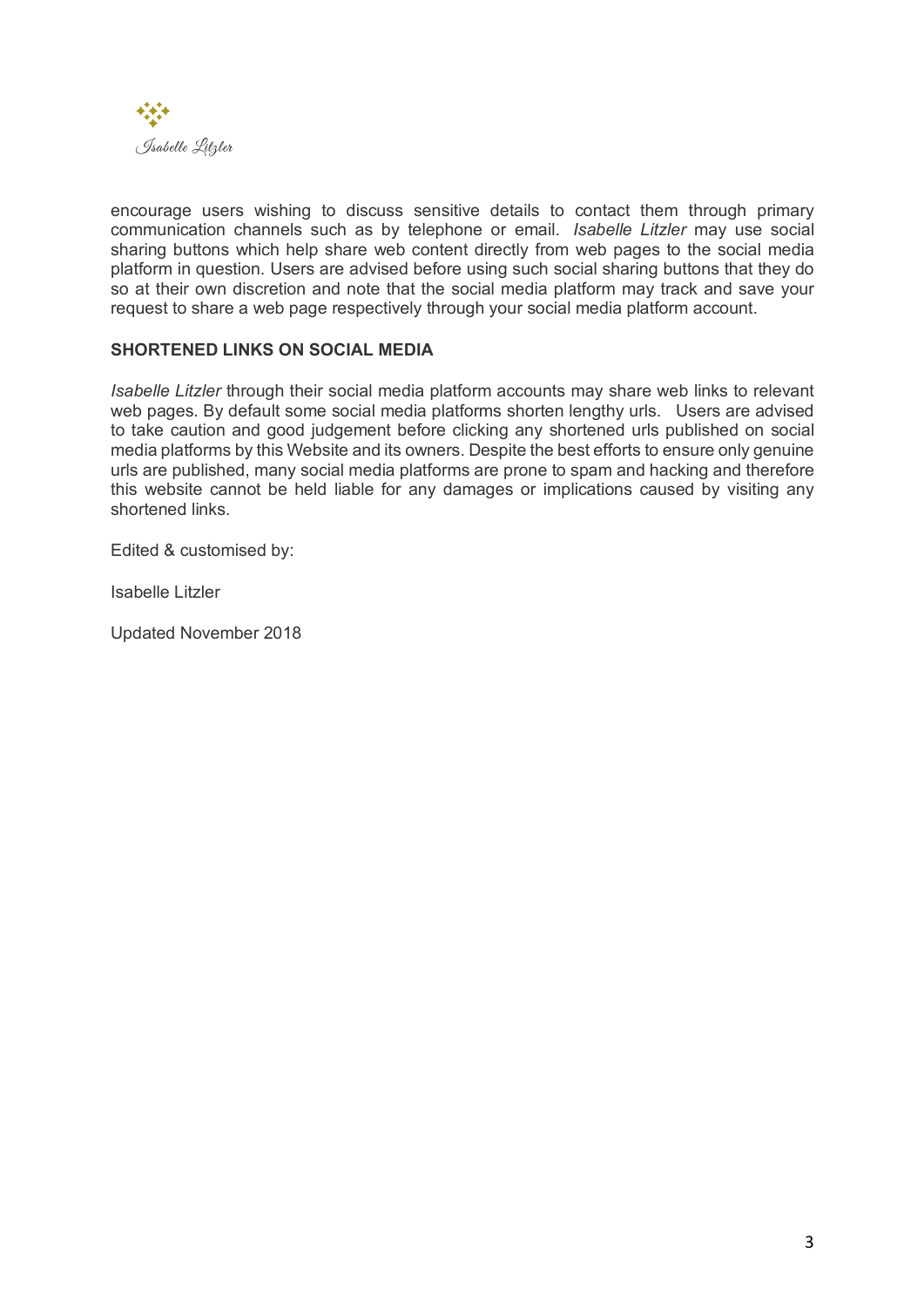encourage users wishing to discuss sensitive details to contact them through primary communication channels such as by telephone or email. *Isabelle Litzler* may use social sharing buttons which help share web content directly from web pages to the social media platform in question. Users are advised before using such social sharing buttons that they do so at their own discretion and note that the social media platform may track and save your request to share a web page respectively through your social media platform account.

**SHORTENED LINKS ON SOCIAL MEDIA**

*Isabelle Litzler* through their social media platform accounts may share web links to relevant web pages. By default some social media platforms shorten lengthy urls. Users are advised to take caution and good judgement before clicking any shortened urls published on social media platforms by this Website and its owners. Despite the best efforts to ensure only genuine urls are published, many social media platforms are prone to spam and hacking and therefore this website cannot be held liable for any damages or implications caused by visiting any shortened links.

Edited & customised by:

Isabelle Litzler

Updated November 2018